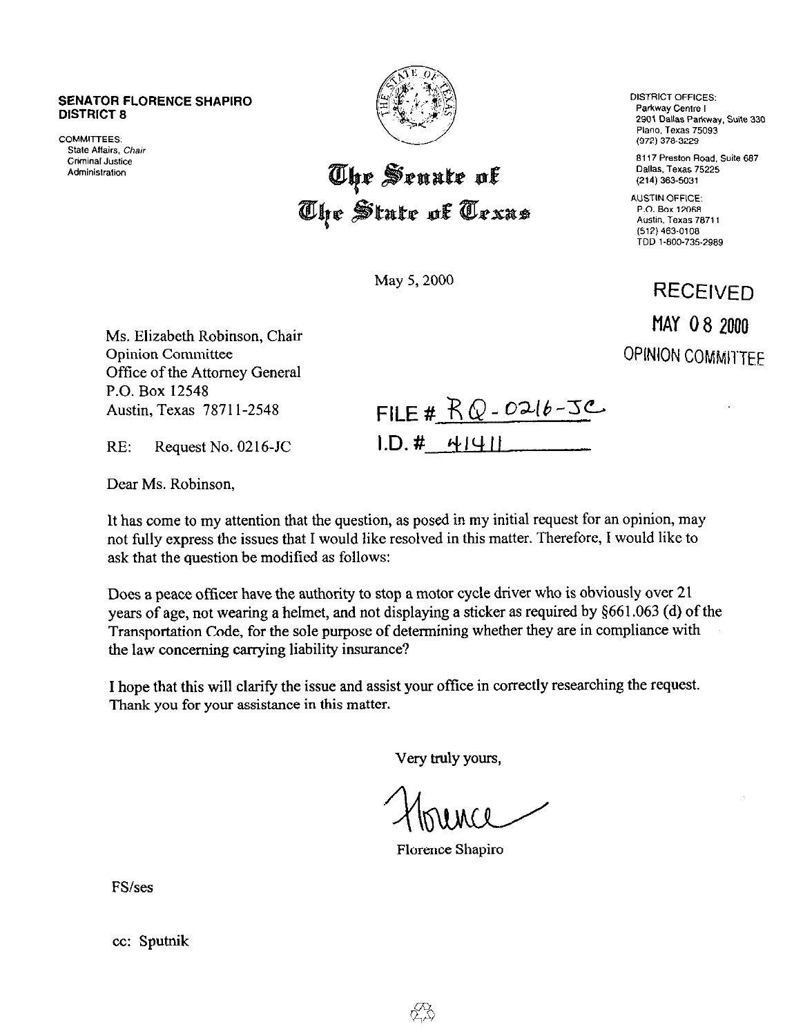**SENATOR FLORENCE SHAPIRO**
**DISTRICT 8**

COMMITTEES:
State Affairs, *Chair*
Criminal Justice
Administration

# The Senate of The State of Texas

DISTRICT OFFICES:
Parkway Centre I
2901 Dallas Parkway, Suite 330
Plano, Texas 75093
(972) 378-3229

8117 Preston Road, Suite 687
Dallas, Texas 75225
(214) 363-5031

AUSTIN OFFICE:
P.O. Box 12068
Austin, Texas 78711
(512) 463-0108
TDD 1-800-735-2989

May 5, 2000

RECEIVED
MAY 08 2000
OPINION COMMITTEE

Ms. Elizabeth Robinson, Chair
Opinion Committee
Office of the Attorney General
P.O. Box 12548
Austin, Texas 78711-2548

FILE # RQ-0216-JC
I.D. # 41411

RE: Request No. 0216-JC

Dear Ms. Robinson,

It has come to my attention that the question, as posed in my initial request for an opinion, may not fully express the issues that I would like resolved in this matter. Therefore, I would like to ask that the question be modified as follows:

Does a peace officer have the authority to stop a motor cycle driver who is obviously over 21 years of age, not wearing a helmet, and not displaying a sticker as required by §661.063 (d) of the Transportation Code, for the sole purpose of determining whether they are in compliance with the law concerning carrying liability insurance?

I hope that this will clarify the issue and assist your office in correctly researching the request. Thank you for your assistance in this matter.

Very truly yours,

Florence

Florence Shapiro

FS/ses

cc: Sputnik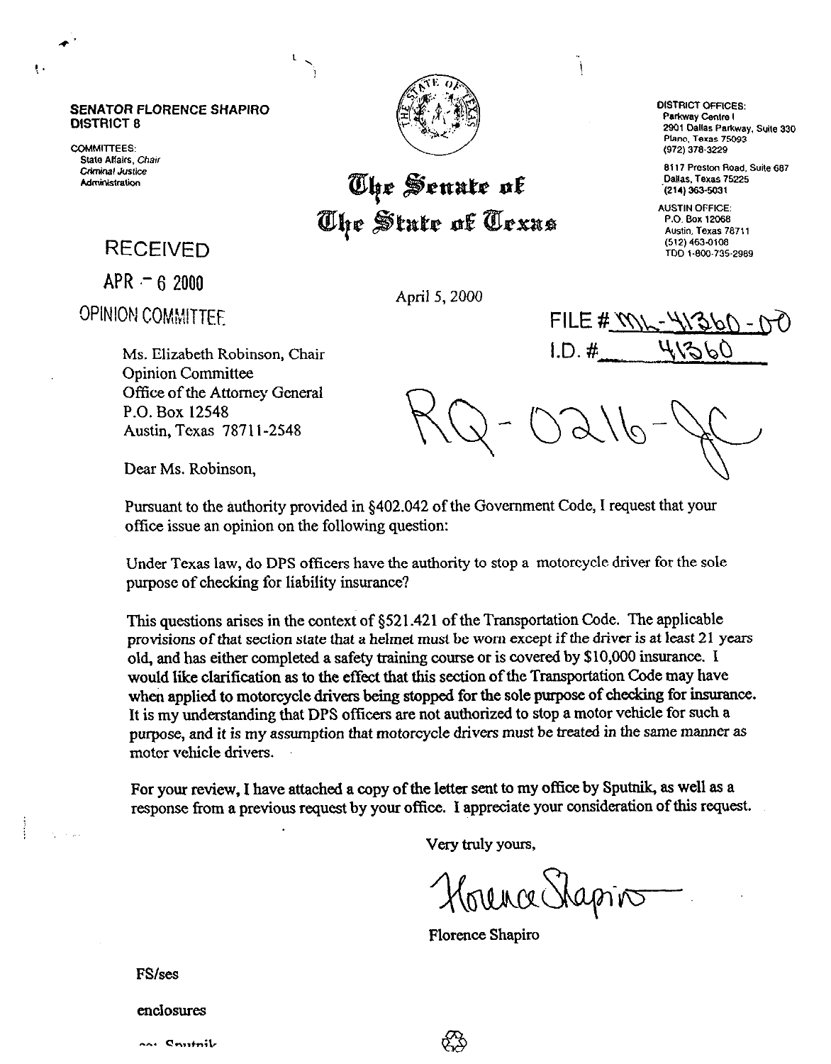**SENATOR FLORENCE SHAPIRO**
**DISTRICT 8**

COMMITTEES:
State Affairs, *Chair*
*Criminal Justice*
Administration

# The Senate of The State of Texas

DISTRICT OFFICES:
Parkway Centre I
2901 Dallas Parkway, Suite 330
Plano, Texas 75093
(972) 378-3229

8117 Preston Road, Suite 687
Dallas, Texas 75225
(214) 363-5031

AUSTIN OFFICE:
P.O. Box 12068
Austin, Texas 78711
(512) 463-0108
TDD 1-800-735-2989

RECEIVED
APR - 6 2000
OPINION COMMITTEE

April 5, 2000

FILE # ML-41360-00
I.D. # 41360

RQ-0216-JC

Ms. Elizabeth Robinson, Chair
Opinion Committee
Office of the Attorney General
P.O. Box 12548
Austin, Texas 78711-2548

Dear Ms. Robinson,

Pursuant to the authority provided in §402.042 of the Government Code, I request that your office issue an opinion on the following question:

Under Texas law, do DPS officers have the authority to stop a motorcycle driver for the sole purpose of checking for liability insurance?

This questions arises in the context of §521.421 of the Transportation Code. The applicable provisions of that section state that a helmet must be worn except if the driver is at least 21 years old, and has either completed a safety training course or is covered by $10,000 insurance. I would like clarification as to the effect that this section of the Transportation Code may have when applied to motorcycle drivers being stopped for the sole purpose of checking for insurance. It is my understanding that DPS officers are not authorized to stop a motor vehicle for such a purpose, and it is my assumption that motorcycle drivers must be treated in the same manner as motor vehicle drivers.

For your review, I have attached a copy of the letter sent to my office by Sputnik, as well as a response from a previous request by your office. I appreciate your consideration of this request.

Very truly yours,

Florence Shapiro

Florence Shapiro

FS/ses

enclosures

cc: Sputnik